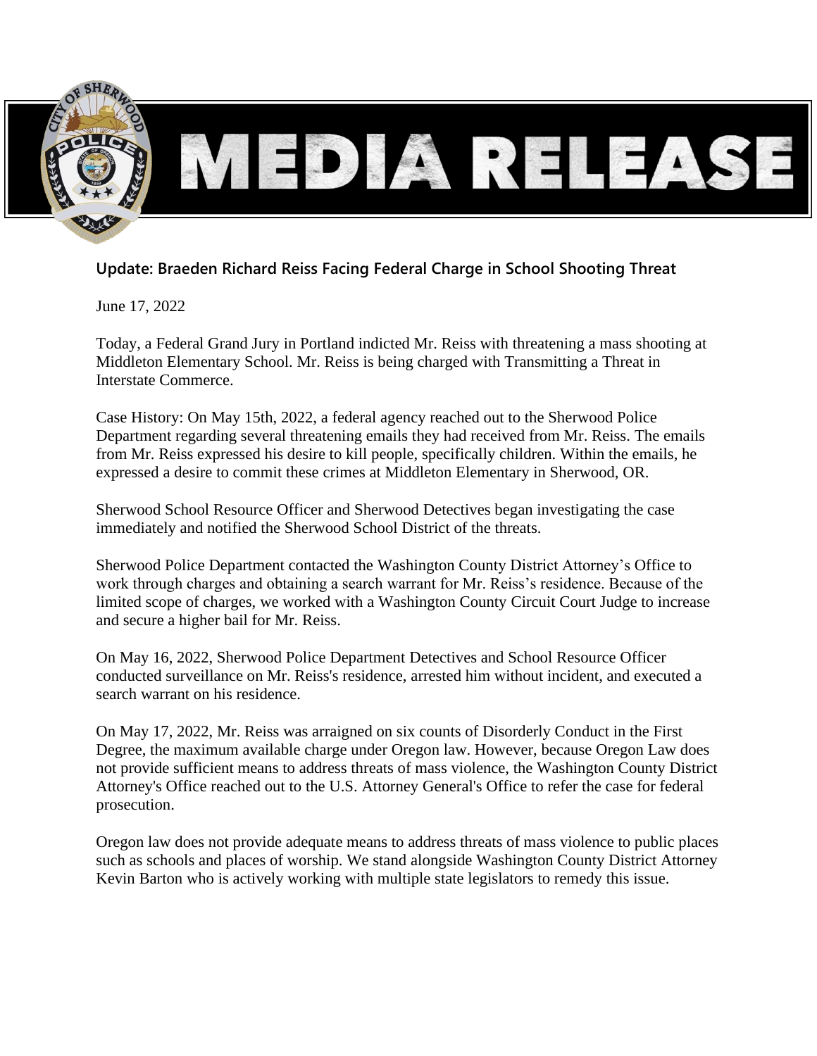# MEDIA RELEASE

## Update: Braeden Richard Reiss Facing Federal Charge in School Shooting Threat

June 17, 2022

Today, a Federal Grand Jury in Portland indicted Mr. Reiss with threatening a mass shooting at Middleton Elementary School. Mr. Reiss is being charged with Transmitting a Threat in Interstate Commerce.

Case History: On May 15th, 2022, a federal agency reached out to the Sherwood Police Department regarding several threatening emails they had received from Mr. Reiss. The emails from Mr. Reiss expressed his desire to kill people, specifically children. Within the emails, he expressed a desire to commit these crimes at Middleton Elementary in Sherwood, OR.

Sherwood School Resource Officer and Sherwood Detectives began investigating the case immediately and notified the Sherwood School District of the threats.

Sherwood Police Department contacted the Washington County District Attorney's Office to work through charges and obtaining a search warrant for Mr. Reiss's residence. Because of the limited scope of charges, we worked with a Washington County Circuit Court Judge to increase and secure a higher bail for Mr. Reiss.

On May 16, 2022, Sherwood Police Department Detectives and School Resource Officer conducted surveillance on Mr. Reiss's residence, arrested him without incident, and executed a search warrant on his residence.

On May 17, 2022, Mr. Reiss was arraigned on six counts of Disorderly Conduct in the First Degree, the maximum available charge under Oregon law. However, because Oregon Law does not provide sufficient means to address threats of mass violence, the Washington County District Attorney's Office reached out to the U.S. Attorney General's Office to refer the case for federal prosecution.

Oregon law does not provide adequate means to address threats of mass violence to public places such as schools and places of worship. We stand alongside Washington County District Attorney Kevin Barton who is actively working with multiple state legislators to remedy this issue.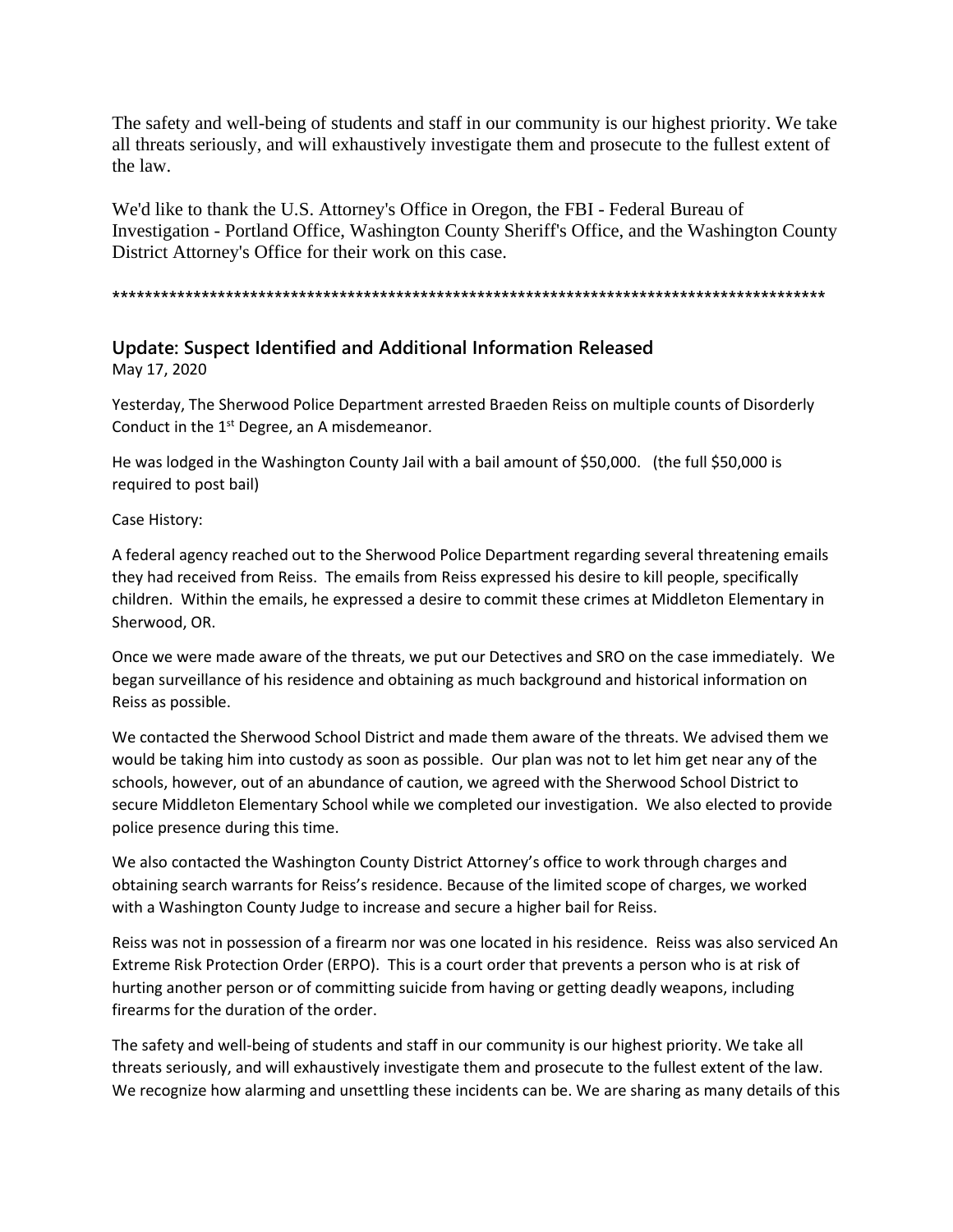The safety and well-being of students and staff in our community is our highest priority. We take all threats seriously, and will exhaustively investigate them and prosecute to the fullest extent of the law.

We'd like to thank the U.S. Attorney's Office in Oregon, the FBI - Federal Bureau of Investigation - Portland Office, Washington County Sheriff's Office, and the Washington County District Attorney's Office for their work on this case.

******************************************************************************************

## Update: Suspect Identified and Additional Information Released

May 17, 2020

Yesterday, The Sherwood Police Department arrested Braeden Reiss on multiple counts of Disorderly Conduct in the 1st Degree, an A misdemeanor.

He was lodged in the Washington County Jail with a bail amount of $50,000. (the full $50,000 is required to post bail)

Case History:

A federal agency reached out to the Sherwood Police Department regarding several threatening emails they had received from Reiss. The emails from Reiss expressed his desire to kill people, specifically children. Within the emails, he expressed a desire to commit these crimes at Middleton Elementary in Sherwood, OR.

Once we were made aware of the threats, we put our Detectives and SRO on the case immediately. We began surveillance of his residence and obtaining as much background and historical information on Reiss as possible.

We contacted the Sherwood School District and made them aware of the threats. We advised them we would be taking him into custody as soon as possible. Our plan was not to let him get near any of the schools, however, out of an abundance of caution, we agreed with the Sherwood School District to secure Middleton Elementary School while we completed our investigation. We also elected to provide police presence during this time.

We also contacted the Washington County District Attorney's office to work through charges and obtaining search warrants for Reiss's residence. Because of the limited scope of charges, we worked with a Washington County Judge to increase and secure a higher bail for Reiss.

Reiss was not in possession of a firearm nor was one located in his residence. Reiss was also serviced An Extreme Risk Protection Order (ERPO). This is a court order that prevents a person who is at risk of hurting another person or of committing suicide from having or getting deadly weapons, including firearms for the duration of the order.

The safety and well-being of students and staff in our community is our highest priority. We take all threats seriously, and will exhaustively investigate them and prosecute to the fullest extent of the law. We recognize how alarming and unsettling these incidents can be. We are sharing as many details of this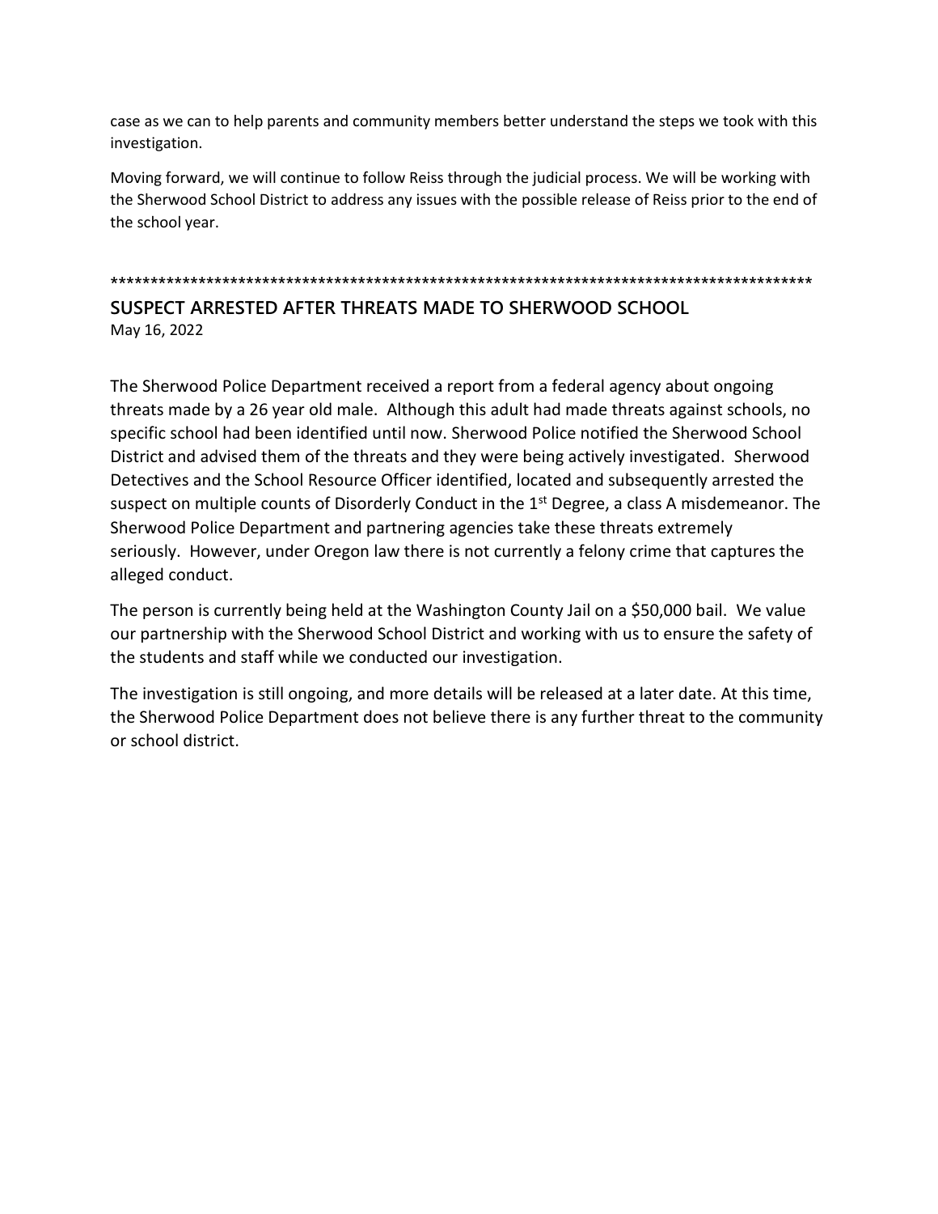case as we can to help parents and community members better understand the steps we took with this investigation.

Moving forward, we will continue to follow Reiss through the judicial process. We will be working with the Sherwood School District to address any issues with the possible release of Reiss prior to the end of the school year.

******************************************************************************************

## SUSPECT ARRESTED AFTER THREATS MADE TO SHERWOOD SCHOOL

May 16, 2022

The Sherwood Police Department received a report from a federal agency about ongoing threats made by a 26 year old male. Although this adult had made threats against schools, no specific school had been identified until now. Sherwood Police notified the Sherwood School District and advised them of the threats and they were being actively investigated. Sherwood Detectives and the School Resource Officer identified, located and subsequently arrested the suspect on multiple counts of Disorderly Conduct in the 1st Degree, a class A misdemeanor. The Sherwood Police Department and partnering agencies take these threats extremely seriously. However, under Oregon law there is not currently a felony crime that captures the alleged conduct.

The person is currently being held at the Washington County Jail on a $50,000 bail. We value our partnership with the Sherwood School District and working with us to ensure the safety of the students and staff while we conducted our investigation.

The investigation is still ongoing, and more details will be released at a later date. At this time, the Sherwood Police Department does not believe there is any further threat to the community or school district.